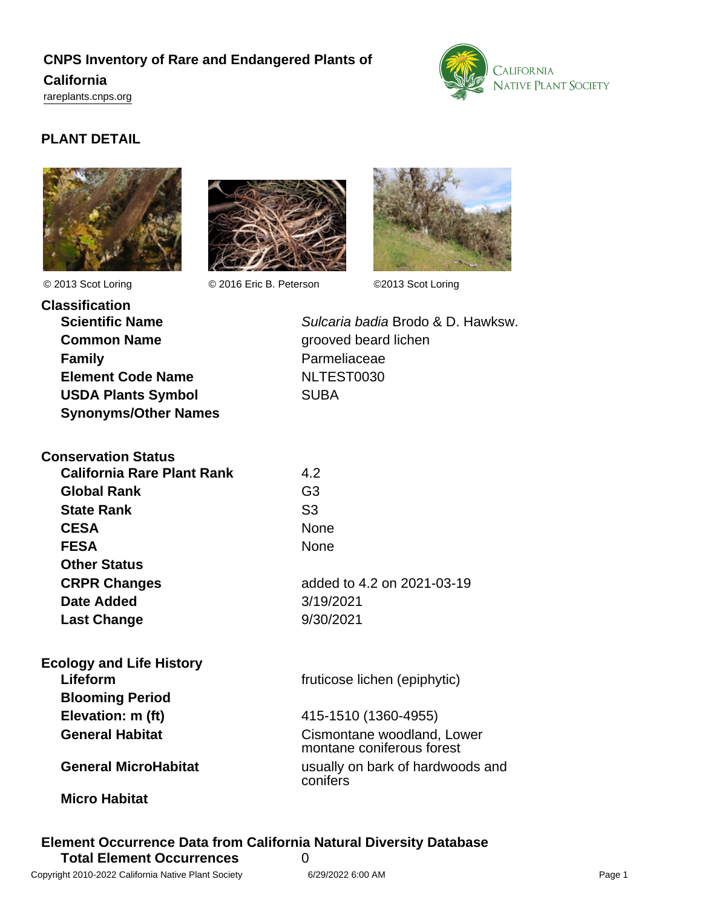# CNPS Inventory of Rare and Endangered Plants of California

rareplants.cnps.org

## PLANT DETAIL

© 2013 Scot Loring

© 2016 Eric B. Peterson

©2013 Scot Loring

### Classification

| | |
|---|---|
| **Scientific Name** | *Sulcaria badia* Brodo & D. Hawksw. |
| **Common Name** | grooved beard lichen |
| **Family** | Parmeliaceae |
| **Element Code Name** | NLTEST0030 |
| **USDA Plants Symbol** | SUBA |
| **Synonyms/Other Names** | |

### Conservation Status

| | |
|---|---|
| **California Rare Plant Rank** | 4.2 |
| **Global Rank** | G3 |
| **State Rank** | S3 |
| **CESA** | None |
| **FESA** | None |
| **Other Status** | |
| **CRPR Changes** | added to 4.2 on 2021-03-19 |
| **Date Added** | 3/19/2021 |
| **Last Change** | 9/30/2021 |

### Ecology and Life History

| | |
|---|---|
| **Lifeform** | fruticose lichen (epiphytic) |
| **Blooming Period** | |
| **Elevation: m (ft)** | 415-1510 (1360-4955) |
| **General Habitat** | Cismontane woodland, Lower montane coniferous forest |
| **General MicroHabitat** | usually on bark of hardwoods and conifers |
| **Micro Habitat** | |

### Element Occurrence Data from California Natural Diversity Database

| | |
|---|---|
| **Total Element Occurrences** | 0 |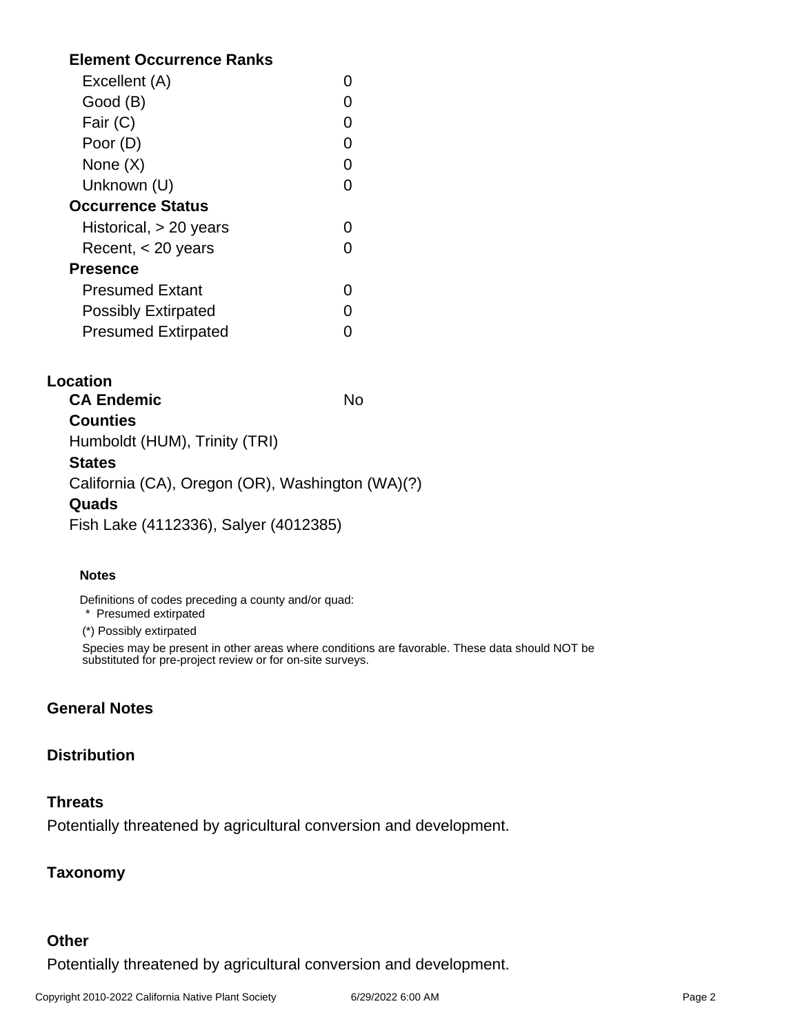### Element Occurrence Ranks

| | |
|---|---|
| Excellent (A) | 0 |
| Good (B) | 0 |
| Fair (C) | 0 |
| Poor (D) | 0 |
| None (X) | 0 |
| Unknown (U) | 0 |

### Occurrence Status

| | |
|---|---|
| Historical, > 20 years | 0 |
| Recent, < 20 years | 0 |

### Presence

| | |
|---|---|
| Presumed Extant | 0 |
| Possibly Extirpated | 0 |
| Presumed Extirpated | 0 |

## Location

**CA Endemic** No

### Counties

Humboldt (HUM), Trinity (TRI)

### States

California (CA), Oregon (OR), Washington (WA)(?)

### Quads

Fish Lake (4112336), Salyer (4012385)

#### Notes

Definitions of codes preceding a county and/or quad:

\* Presumed extirpated

(*) Possibly extirpated

Species may be present in other areas where conditions are favorable. These data should NOT be substituted for pre-project review or for on-site surveys.

## General Notes

## Distribution

## Threats

Potentially threatened by agricultural conversion and development.

## Taxonomy

## Other

Potentially threatened by agricultural conversion and development.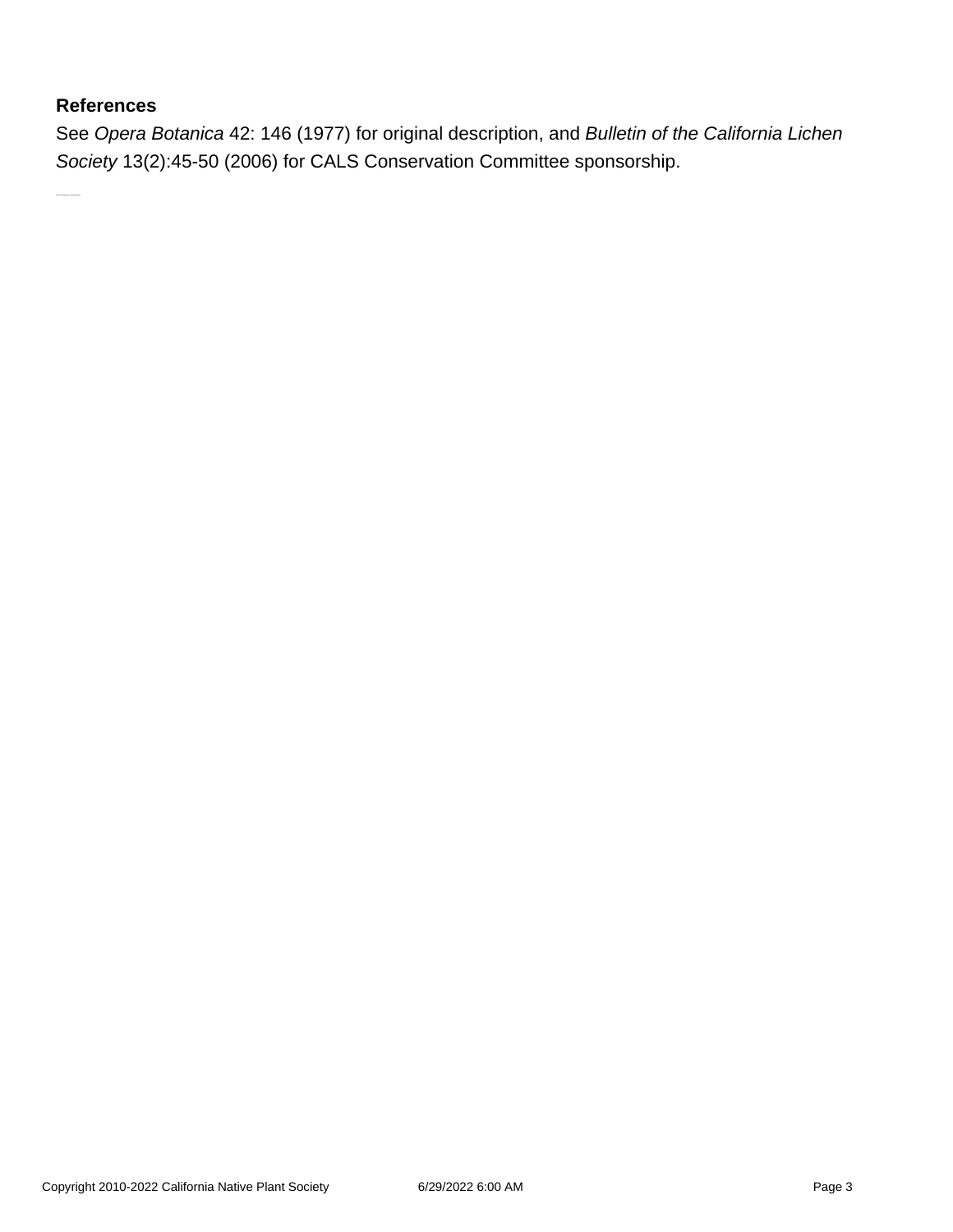## References

See *Opera Botanica* 42: 146 (1977) for original description, and *Bulletin of the California Lichen Society* 13(2):45-50 (2006) for CALS Conservation Committee sponsorship.